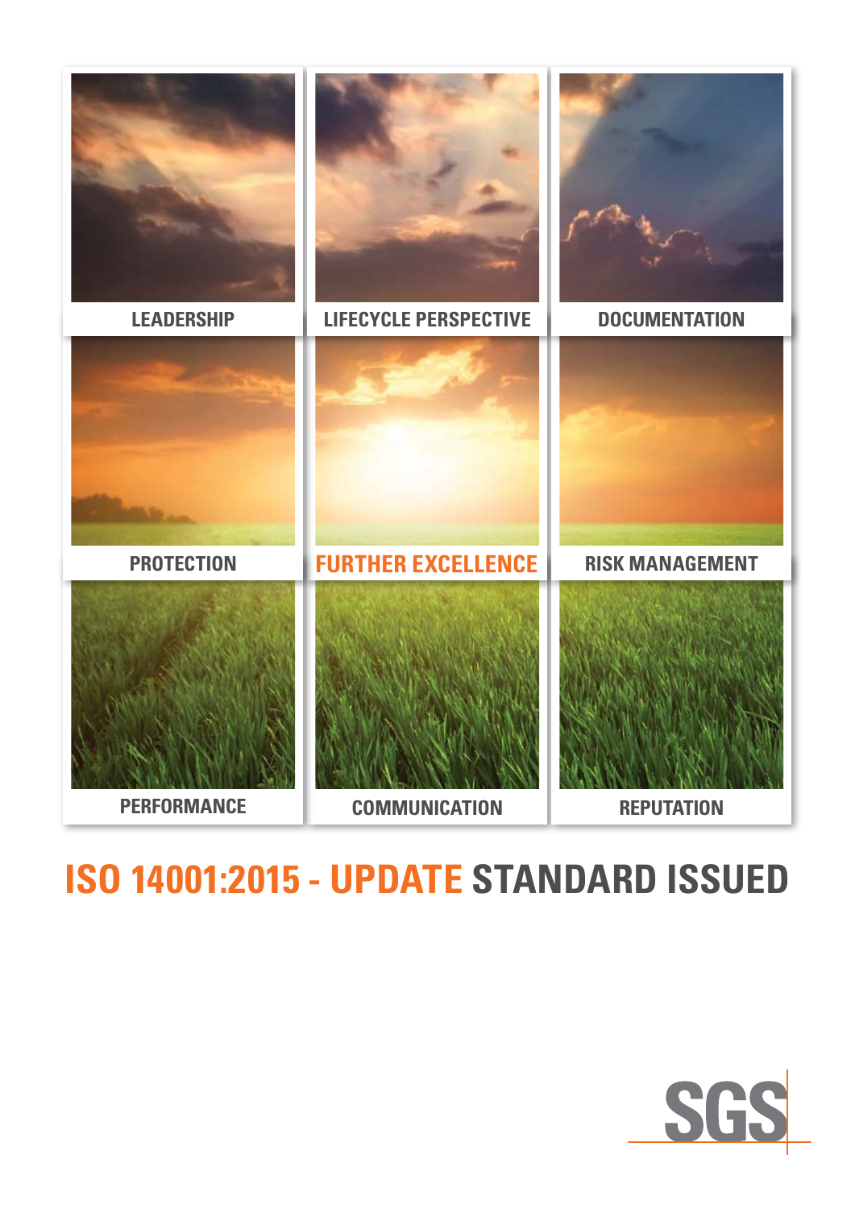LEADERSHIP

LIFECYCLE PERSPECTIVE

DOCUMENTATION

PROTECTION

FURTHER EXCELLENCE

RISK MANAGEMENT

PERFORMANCE

COMMUNICATION

REPUTATION

# ISO 14001:2015 - UPDATE STANDARD ISSUED

SGS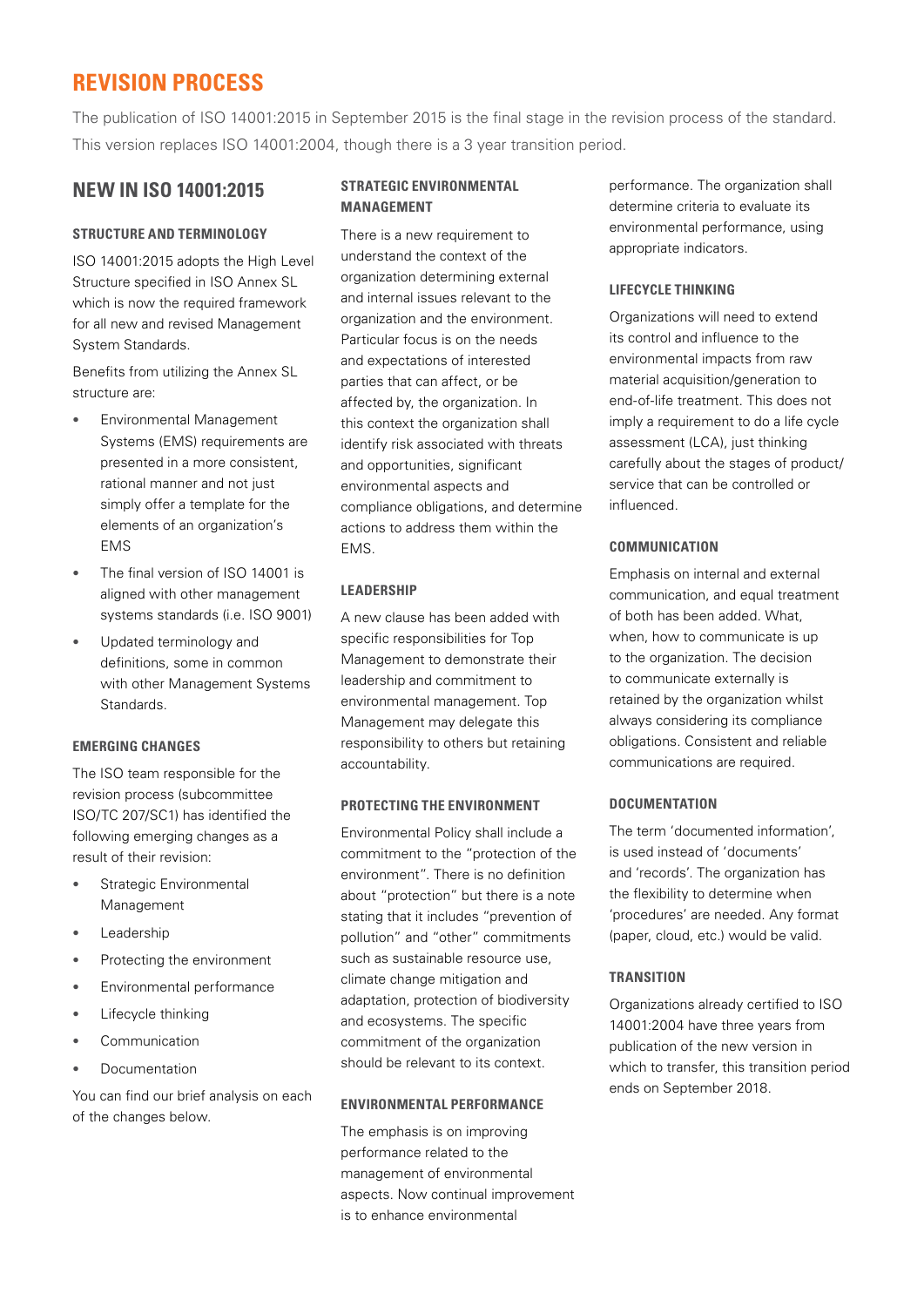# REVISION PROCESS

The publication of ISO 14001:2015 in September 2015 is the final stage in the revision process of the standard. This version replaces ISO 14001:2004, though there is a 3 year transition period.

## NEW IN ISO 14001:2015

### STRUCTURE AND TERMINOLOGY

ISO 14001:2015 adopts the High Level Structure specified in ISO Annex SL which is now the required framework for all new and revised Management System Standards.

Benefits from utilizing the Annex SL structure are:

- Environmental Management Systems (EMS) requirements are presented in a more consistent, rational manner and not just simply offer a template for the elements of an organization's EMS
- The final version of ISO 14001 is aligned with other management systems standards (i.e. ISO 9001)
- Updated terminology and definitions, some in common with other Management Systems Standards.

### EMERGING CHANGES

The ISO team responsible for the revision process (subcommittee ISO/TC 207/SC1) has identified the following emerging changes as a result of their revision:

- Strategic Environmental Management
- Leadership
- Protecting the environment
- Environmental performance
- Lifecycle thinking
- Communication
- Documentation

You can find our brief analysis on each of the changes below.

### STRATEGIC ENVIRONMENTAL MANAGEMENT

There is a new requirement to understand the context of the organization determining external and internal issues relevant to the organization and the environment. Particular focus is on the needs and expectations of interested parties that can affect, or be affected by, the organization. In this context the organization shall identify risk associated with threats and opportunities, significant environmental aspects and compliance obligations, and determine actions to address them within the EMS.

### LEADERSHIP

A new clause has been added with specific responsibilities for Top Management to demonstrate their leadership and commitment to environmental management. Top Management may delegate this responsibility to others but retaining accountability.

### PROTECTING THE ENVIRONMENT

Environmental Policy shall include a commitment to the "protection of the environment". There is no definition about "protection" but there is a note stating that it includes "prevention of pollution" and "other" commitments such as sustainable resource use, climate change mitigation and adaptation, protection of biodiversity and ecosystems. The specific commitment of the organization should be relevant to its context.

### ENVIRONMENTAL PERFORMANCE

The emphasis is on improving performance related to the management of environmental aspects. Now continual improvement is to enhance environmental performance. The organization shall determine criteria to evaluate its environmental performance, using appropriate indicators.

### LIFECYCLE THINKING

Organizations will need to extend its control and influence to the environmental impacts from raw material acquisition/generation to end-of-life treatment. This does not imply a requirement to do a life cycle assessment (LCA), just thinking carefully about the stages of product/ service that can be controlled or influenced.

### COMMUNICATION

Emphasis on internal and external communication, and equal treatment of both has been added. What, when, how to communicate is up to the organization. The decision to communicate externally is retained by the organization whilst always considering its compliance obligations. Consistent and reliable communications are required.

### DOCUMENTATION

The term 'documented information', is used instead of 'documents' and 'records'. The organization has the flexibility to determine when 'procedures' are needed. Any format (paper, cloud, etc.) would be valid.

### TRANSITION

Organizations already certified to ISO 14001:2004 have three years from publication of the new version in which to transfer, this transition period ends on September 2018.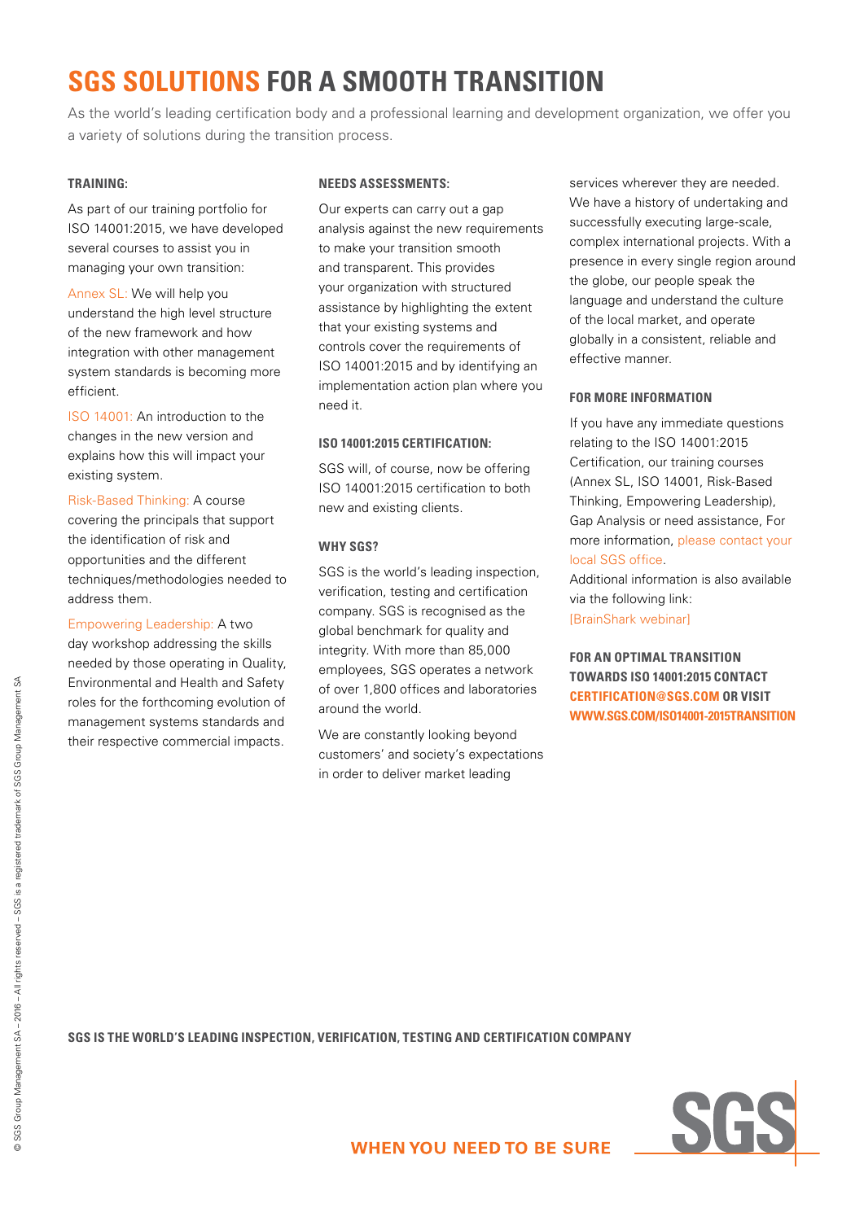# SGS SOLUTIONS FOR A SMOOTH TRANSITION

As the world's leading certification body and a professional learning and development organization, we offer you a variety of solutions during the transition process.

### TRAINING:

As part of our training portfolio for ISO 14001:2015, we have developed several courses to assist you in managing your own transition:

Annex SL: We will help you understand the high level structure of the new framework and how integration with other management system standards is becoming more efficient.

ISO 14001: An introduction to the changes in the new version and explains how this will impact your existing system.

Risk-Based Thinking: A course covering the principals that support the identification of risk and opportunities and the different techniques/methodologies needed to address them.

Empowering Leadership: A two day workshop addressing the skills needed by those operating in Quality, Environmental and Health and Safety roles for the forthcoming evolution of management systems standards and their respective commercial impacts.

### NEEDS ASSESSMENTS:

Our experts can carry out a gap analysis against the new requirements to make your transition smooth and transparent. This provides your organization with structured assistance by highlighting the extent that your existing systems and controls cover the requirements of ISO 14001:2015 and by identifying an implementation action plan where you need it.

### ISO 14001:2015 CERTIFICATION:

SGS will, of course, now be offering ISO 14001:2015 certification to both new and existing clients.

### WHY SGS?

SGS is the world's leading inspection, verification, testing and certification company. SGS is recognised as the global benchmark for quality and integrity. With more than 85,000 employees, SGS operates a network of over 1,800 offices and laboratories around the world.

We are constantly looking beyond customers' and society's expectations in order to deliver market leading services wherever they are needed. We have a history of undertaking and successfully executing large-scale, complex international projects. With a presence in every single region around the globe, our people speak the language and understand the culture of the local market, and operate globally in a consistent, reliable and effective manner.

### FOR MORE INFORMATION

If you have any immediate questions relating to the ISO 14001:2015 Certification, our training courses (Annex SL, ISO 14001, Risk-Based Thinking, Empowering Leadership), Gap Analysis or need assistance, For more information, please contact your local SGS office.
Additional information is also available via the following link:
[BrainShark webinar]

**FOR AN OPTIMAL TRANSITION TOWARDS ISO 14001:2015 CONTACT CERTIFICATION@SGS.COM OR VISIT WWW.SGS.COM/ISO14001-2015TRANSITION**

**SGS IS THE WORLD'S LEADING INSPECTION, VERIFICATION, TESTING AND CERTIFICATION COMPANY**

© SGS Group Management SA – 2016 – All rights reserved – SGS is a registered trademark of SGS Group Management SA

WHEN YOU NEED TO BE SURE

SGS